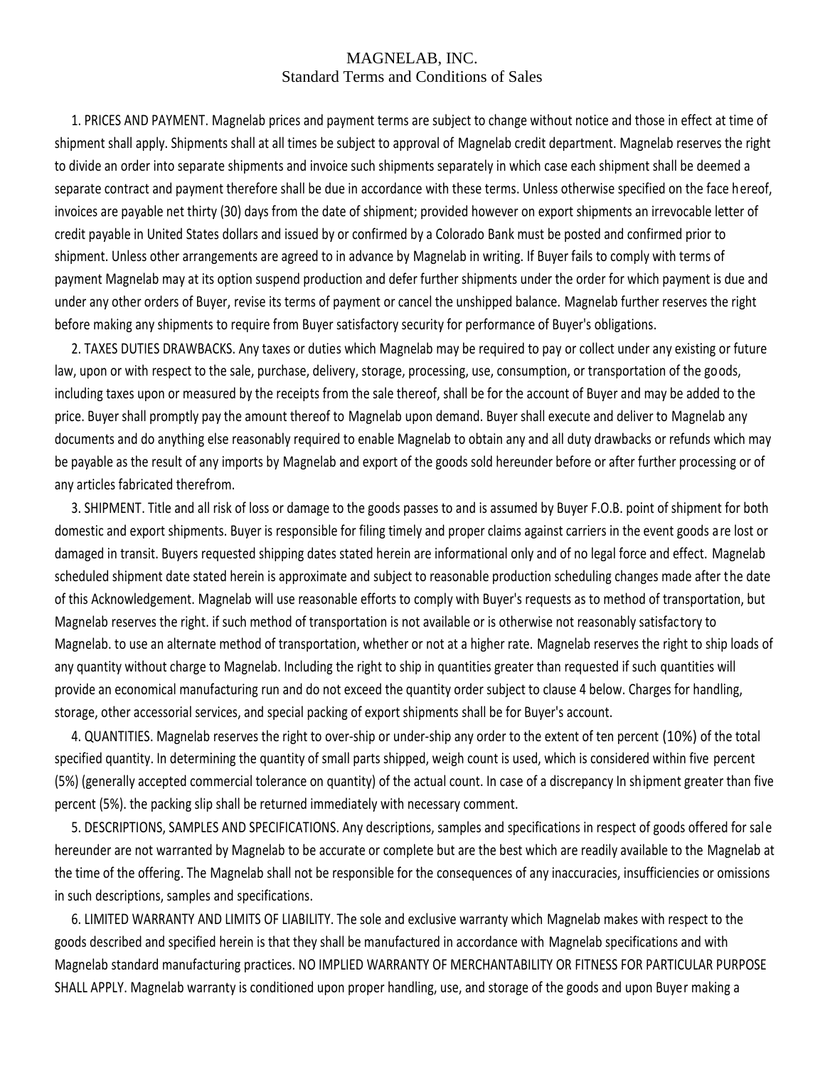# MAGNELAB, INC.
## Standard Terms and Conditions of Sales

1. PRICES AND PAYMENT. Magnelab prices and payment terms are subject to change without notice and those in effect at time of shipment shall apply. Shipments shall at all times be subject to approval of Magnelab credit department. Magnelab reserves the right to divide an order into separate shipments and invoice such shipments separately in which case each shipment shall be deemed a separate contract and payment therefore shall be due in accordance with these terms. Unless otherwise specified on the face hereof, invoices are payable net thirty (30) days from the date of shipment; provided however on export shipments an irrevocable letter of credit payable in United States dollars and issued by or confirmed by a Colorado Bank must be posted and confirmed prior to shipment. Unless other arrangements are agreed to in advance by Magnelab in writing. If Buyer fails to comply with terms of payment Magnelab may at its option suspend production and defer further shipments under the order for which payment is due and under any other orders of Buyer, revise its terms of payment or cancel the unshipped balance. Magnelab further reserves the right before making any shipments to require from Buyer satisfactory security for performance of Buyer's obligations.

2. TAXES DUTIES DRAWBACKS. Any taxes or duties which Magnelab may be required to pay or collect under any existing or future law, upon or with respect to the sale, purchase, delivery, storage, processing, use, consumption, or transportation of the goods, including taxes upon or measured by the receipts from the sale thereof, shall be for the account of Buyer and may be added to the price. Buyer shall promptly pay the amount thereof to Magnelab upon demand. Buyer shall execute and deliver to Magnelab any documents and do anything else reasonably required to enable Magnelab to obtain any and all duty drawbacks or refunds which may be payable as the result of any imports by Magnelab and export of the goods sold hereunder before or after further processing or of any articles fabricated therefrom.

3. SHIPMENT. Title and all risk of loss or damage to the goods passes to and is assumed by Buyer F.O.B. point of shipment for both domestic and export shipments. Buyer is responsible for filing timely and proper claims against carriers in the event goods are lost or damaged in transit. Buyers requested shipping dates stated herein are informational only and of no legal force and effect. Magnelab scheduled shipment date stated herein is approximate and subject to reasonable production scheduling changes made after the date of this Acknowledgement. Magnelab will use reasonable efforts to comply with Buyer's requests as to method of transportation, but Magnelab reserves the right. if such method of transportation is not available or is otherwise not reasonably satisfactory to Magnelab. to use an alternate method of transportation, whether or not at a higher rate. Magnelab reserves the right to ship loads of any quantity without charge to Magnelab. Including the right to ship in quantities greater than requested if such quantities will provide an economical manufacturing run and do not exceed the quantity order subject to clause 4 below. Charges for handling, storage, other accessorial services, and special packing of export shipments shall be for Buyer's account.

4. QUANTITIES. Magnelab reserves the right to over-ship or under-ship any order to the extent of ten percent (10%) of the total specified quantity. In determining the quantity of small parts shipped, weigh count is used, which is considered within five percent (5%) (generally accepted commercial tolerance on quantity) of the actual count. In case of a discrepancy In shipment greater than five percent (5%). the packing slip shall be returned immediately with necessary comment.

5. DESCRIPTIONS, SAMPLES AND SPECIFICATIONS. Any descriptions, samples and specifications in respect of goods offered for sale hereunder are not warranted by Magnelab to be accurate or complete but are the best which are readily available to the Magnelab at the time of the offering. The Magnelab shall not be responsible for the consequences of any inaccuracies, insufficiencies or omissions in such descriptions, samples and specifications.

6. LIMITED WARRANTY AND LIMITS OF LIABILITY. The sole and exclusive warranty which Magnelab makes with respect to the goods described and specified herein is that they shall be manufactured in accordance with Magnelab specifications and with Magnelab standard manufacturing practices. NO IMPLIED WARRANTY OF MERCHANTABILITY OR FITNESS FOR PARTICULAR PURPOSE SHALL APPLY. Magnelab warranty is conditioned upon proper handling, use, and storage of the goods and upon Buyer making a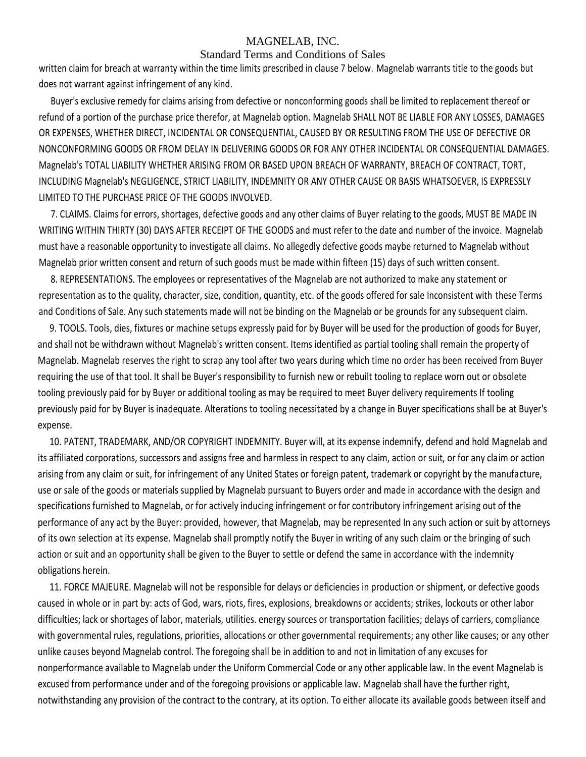written claim for breach at warranty within the time limits prescribed in clause 7 below. Magnelab warrants title to the goods but does not warrant against infringement of any kind.

Buyer's exclusive remedy for claims arising from defective or nonconforming goods shall be limited to replacement thereof or refund of a portion of the purchase price therefor, at Magnelab option. Magnelab SHALL NOT BE LIABLE FOR ANY LOSSES, DAMAGES OR EXPENSES, WHETHER DIRECT, INCIDENTAL OR CONSEQUENTIAL, CAUSED BY OR RESULTING FROM THE USE OF DEFECTIVE OR NONCONFORMING GOODS OR FROM DELAY IN DELIVERING GOODS OR FOR ANY OTHER INCIDENTAL OR CONSEQUENTIAL DAMAGES. Magnelab's TOTAL LIABILITY WHETHER ARISING FROM OR BASED UPON BREACH OF WARRANTY, BREACH OF CONTRACT, TORT, INCLUDING Magnelab's NEGLIGENCE, STRICT LIABILITY, INDEMNITY OR ANY OTHER CAUSE OR BASIS WHATSOEVER, IS EXPRESSLY LIMITED TO THE PURCHASE PRICE OF THE GOODS INVOLVED.

7. CLAIMS. Claims for errors, shortages, defective goods and any other claims of Buyer relating to the goods, MUST BE MADE IN WRITING WITHIN THIRTY (30) DAYS AFTER RECEIPT OF THE GOODS and must refer to the date and number of the invoice. Magnelab must have a reasonable opportunity to investigate all claims. No allegedly defective goods maybe returned to Magnelab without Magnelab prior written consent and return of such goods must be made within fifteen (15) days of such written consent.

8. REPRESENTATIONS. The employees or representatives of the Magnelab are not authorized to make any statement or representation as to the quality, character, size, condition, quantity, etc. of the goods offered for sale Inconsistent with these Terms and Conditions of Sale. Any such statements made will not be binding on the Magnelab or be grounds for any subsequent claim.

9. TOOLS. Tools, dies, fixtures or machine setups expressly paid for by Buyer will be used for the production of goods for Buyer, and shall not be withdrawn without Magnelab's written consent. Items identified as partial tooling shall remain the property of Magnelab. Magnelab reserves the right to scrap any tool after two years during which time no order has been received from Buyer requiring the use of that tool. It shall be Buyer's responsibility to furnish new or rebuilt tooling to replace worn out or obsolete tooling previously paid for by Buyer or additional tooling as may be required to meet Buyer delivery requirements If tooling previously paid for by Buyer is inadequate. Alterations to tooling necessitated by a change in Buyer specifications shall be at Buyer's expense.

10. PATENT, TRADEMARK, AND/OR COPYRIGHT INDEMNITY. Buyer will, at its expense indemnify, defend and hold Magnelab and its affiliated corporations, successors and assigns free and harmless in respect to any claim, action or suit, or for any claim or action arising from any claim or suit, for infringement of any United States or foreign patent, trademark or copyright by the manufacture, use or sale of the goods or materials supplied by Magnelab pursuant to Buyers order and made in accordance with the design and specifications furnished to Magnelab, or for actively inducing infringement or for contributory infringement arising out of the performance of any act by the Buyer: provided, however, that Magnelab, may be represented In any such action or suit by attorneys of its own selection at its expense. Magnelab shall promptly notify the Buyer in writing of any such claim or the bringing of such action or suit and an opportunity shall be given to the Buyer to settle or defend the same in accordance with the indemnity obligations herein.

11. FORCE MAJEURE. Magnelab will not be responsible for delays or deficiencies in production or shipment, or defective goods caused in whole or in part by: acts of God, wars, riots, fires, explosions, breakdowns or accidents; strikes, lockouts or other labor difficulties; lack or shortages of labor, materials, utilities. energy sources or transportation facilities; delays of carriers, compliance with governmental rules, regulations, priorities, allocations or other governmental requirements; any other like causes; or any other unlike causes beyond Magnelab control. The foregoing shall be in addition to and not in limitation of any excuses for nonperformance available to Magnelab under the Uniform Commercial Code or any other applicable law. In the event Magnelab is excused from performance under and of the foregoing provisions or applicable law. Magnelab shall have the further right, notwithstanding any provision of the contract to the contrary, at its option. To either allocate its available goods between itself and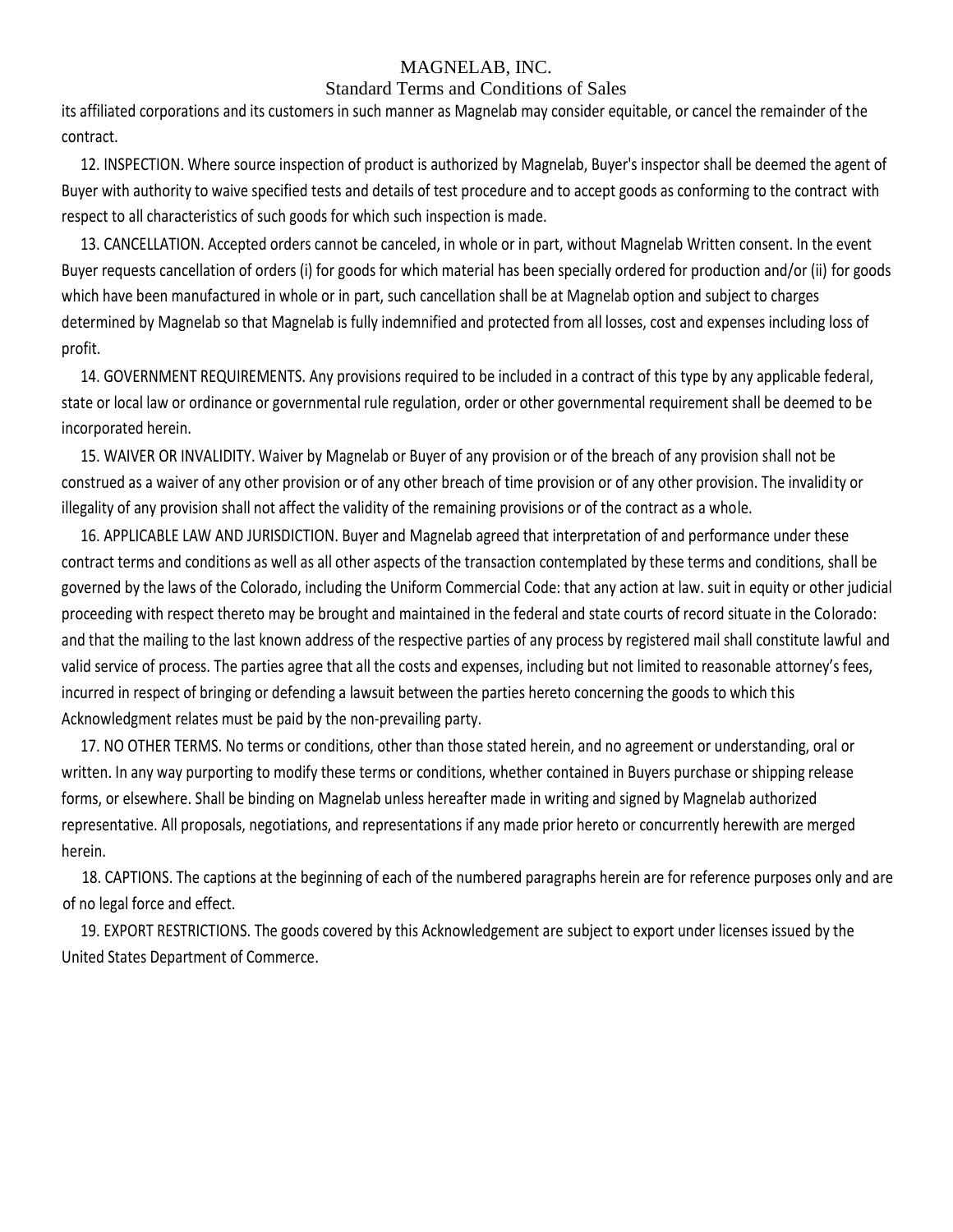its affiliated corporations and its customers in such manner as Magnelab may consider equitable, or cancel the remainder of the contract.

12. INSPECTION. Where source inspection of product is authorized by Magnelab, Buyer's inspector shall be deemed the agent of Buyer with authority to waive specified tests and details of test procedure and to accept goods as conforming to the contract with respect to all characteristics of such goods for which such inspection is made.

13. CANCELLATION. Accepted orders cannot be canceled, in whole or in part, without Magnelab Written consent. In the event Buyer requests cancellation of orders (i) for goods for which material has been specially ordered for production and/or (ii) for goods which have been manufactured in whole or in part, such cancellation shall be at Magnelab option and subject to charges determined by Magnelab so that Magnelab is fully indemnified and protected from all losses, cost and expenses including loss of profit.

14. GOVERNMENT REQUIREMENTS. Any provisions required to be included in a contract of this type by any applicable federal, state or local law or ordinance or governmental rule regulation, order or other governmental requirement shall be deemed to be incorporated herein.

15. WAIVER OR INVALIDITY. Waiver by Magnelab or Buyer of any provision or of the breach of any provision shall not be construed as a waiver of any other provision or of any other breach of time provision or of any other provision. The invalidity or illegality of any provision shall not affect the validity of the remaining provisions or of the contract as a whole.

16. APPLICABLE LAW AND JURISDICTION. Buyer and Magnelab agreed that interpretation of and performance under these contract terms and conditions as well as all other aspects of the transaction contemplated by these terms and conditions, shall be governed by the laws of the Colorado, including the Uniform Commercial Code: that any action at law. suit in equity or other judicial proceeding with respect thereto may be brought and maintained in the federal and state courts of record situate in the Colorado: and that the mailing to the last known address of the respective parties of any process by registered mail shall constitute lawful and valid service of process. The parties agree that all the costs and expenses, including but not limited to reasonable attorney's fees, incurred in respect of bringing or defending a lawsuit between the parties hereto concerning the goods to which this Acknowledgment relates must be paid by the non-prevailing party.

17. NO OTHER TERMS. No terms or conditions, other than those stated herein, and no agreement or understanding, oral or written. In any way purporting to modify these terms or conditions, whether contained in Buyers purchase or shipping release forms, or elsewhere. Shall be binding on Magnelab unless hereafter made in writing and signed by Magnelab authorized representative. All proposals, negotiations, and representations if any made prior hereto or concurrently herewith are merged herein.

18. CAPTIONS. The captions at the beginning of each of the numbered paragraphs herein are for reference purposes only and are of no legal force and effect.

19. EXPORT RESTRICTIONS. The goods covered by this Acknowledgement are subject to export under licenses issued by the United States Department of Commerce.